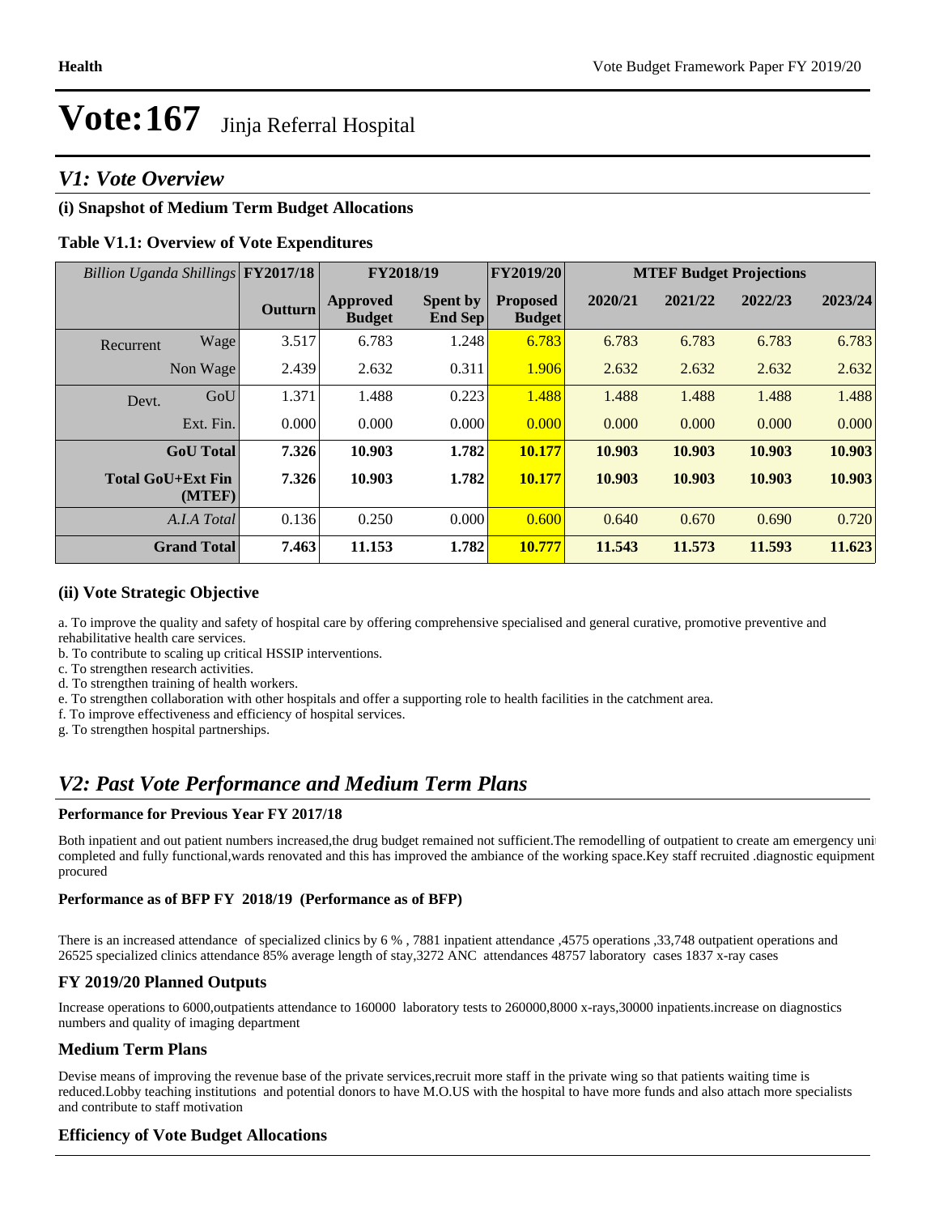# Vote:167 Jinja Referral Hospital

## V1: Vote Overview

### (i) Snapshot of Medium Term Budget Allocations

**Table V1.1: Overview of Vote Expenditures**

| *Billion Uganda Shillings* | | FY2017/18 | FY2018/19 | | FY2019/20 | MTEF Budget Projections | | | |
|---|---|---|---|---|---|---|---|---|---|
| | | **Outturn** | **Approved Budget** | **Spent by End Sep** | **Proposed Budget** | **2020/21** | **2021/22** | **2022/23** | **2023/24** |
| Recurrent | Wage | 3.517 | 6.783 | 1.248 | 6.783 | 6.783 | 6.783 | 6.783 | 6.783 |
| | Non Wage | 2.439 | 2.632 | 0.311 | 1.906 | 2.632 | 2.632 | 2.632 | 2.632 |
| Devt. | GoU | 1.371 | 1.488 | 0.223 | 1.488 | 1.488 | 1.488 | 1.488 | 1.488 |
| | Ext. Fin. | 0.000 | 0.000 | 0.000 | 0.000 | 0.000 | 0.000 | 0.000 | 0.000 |
| | **GoU Total** | **7.326** | **10.903** | **1.782** | **10.177** | **10.903** | **10.903** | **10.903** | **10.903** |
| | **Total GoU+Ext Fin (MTEF)** | **7.326** | **10.903** | **1.782** | **10.177** | **10.903** | **10.903** | **10.903** | **10.903** |
| | *A.I.A Total* | 0.136 | 0.250 | 0.000 | 0.600 | 0.640 | 0.670 | 0.690 | 0.720 |
| | **Grand Total** | **7.463** | **11.153** | **1.782** | **10.777** | **11.543** | **11.573** | **11.593** | **11.623** |

### (ii) Vote Strategic Objective

a. To improve the quality and safety of hospital care by offering comprehensive specialised and general curative, promotive preventive and rehabilitative health care services.
b. To contribute to scaling up critical HSSIP interventions.
c. To strengthen research activities.
d. To strengthen training of health workers.
e. To strengthen collaboration with other hospitals and offer a supporting role to health facilities in the catchment area.
f. To improve effectiveness and efficiency of hospital services.
g. To strengthen hospital partnerships.

## V2: Past Vote Performance and Medium Term Plans

**Performance for Previous Year FY 2017/18**

Both inpatient and out patient numbers increased,the drug budget remained not sufficient.The remodelling of outpatient to create am emergency unit completed and fully functional,wards renovated and this has improved the ambiance of the working space.Key staff recruited .diagnostic equipment procured

**Performance as of BFP FY 2018/19 (Performance as of BFP)**

There is an increased attendance of specialized clinics by 6 % , 7881 inpatient attendance ,4575 operations ,33,748 outpatient operations and 26525 specialized clinics attendance 85% average length of stay,3272 ANC attendances 48757 laboratory cases 1837 x-ray cases

### FY 2019/20 Planned Outputs

Increase operations to 6000,outpatients attendance to 160000 laboratory tests to 260000,8000 x-rays,30000 inpatients.increase on diagnostics numbers and quality of imaging department

### Medium Term Plans

Devise means of improving the revenue base of the private services,recruit more staff in the private wing so that patients waiting time is reduced.Lobby teaching institutions and potential donors to have M.O.US with the hospital to have more funds and also attach more specialists and contribute to staff motivation

### Efficiency of Vote Budget Allocations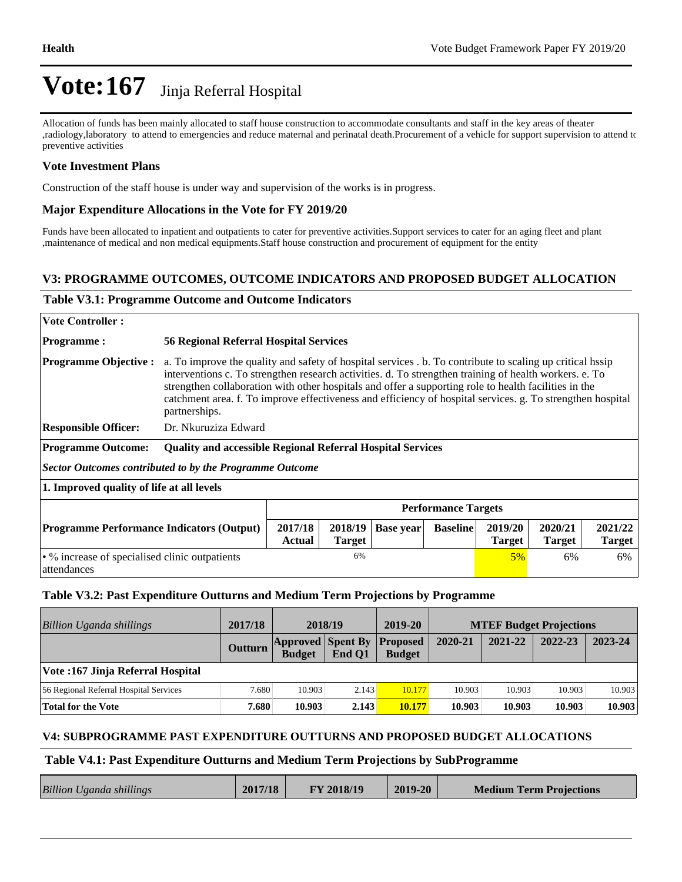# Vote:167 Jinja Referral Hospital

Allocation of funds has been mainly allocated to staff house construction to accommodate consultants and staff in the key areas of theater ,radiology,laboratory to attend to emergencies and reduce maternal and perinatal death.Procurement of a vehicle for support supervision to attend to preventive activities

### Vote Investment Plans

Construction of the staff house is under way and supervision of the works is in progress.

### Major Expenditure Allocations in the Vote for FY 2019/20

Funds have been allocated to inpatient and outpatients to cater for preventive activities.Support services to cater for an aging fleet and plant ,maintenance of medical and non medical equipments.Staff house construction and procurement of equipment for the entity

## V3: PROGRAMME OUTCOMES, OUTCOME INDICATORS AND PROPOSED BUDGET ALLOCATION

### Table V3.1: Programme Outcome and Outcome Indicators

| | |
|---|---|
| **Vote Controller :** | |
| **Programme :** | **56 Regional Referral Hospital Services** |
| **Programme Objective :** | a. To improve the quality and safety of hospital services . b. To contribute to scaling up critical hssip interventions c. To strengthen research activities. d. To strengthen training of health workers. e. To strengthen collaboration with other hospitals and offer a supporting role to health facilities in the catchment area. f. To improve effectiveness and efficiency of hospital services. g. To strengthen hospital partnerships. |
| **Responsible Officer:** | Dr. Nkuruziza Edward |
| **Programme Outcome:** | **Quality and accessible Regional Referral Hospital Services** |

***Sector Outcomes contributed to by the Programme Outcome***

**1. Improved quality of life at all levels**

| | Performance Targets | | | | | | |
|---|---|---|---|---|---|---|---|
| **Programme Performance Indicators (Output)** | **2017/18 Actual** | **2018/19 Target** | **Base year** | **Baseline** | **2019/20 Target** | **2020/21 Target** | **2021/22 Target** |
| • % increase of specialised clinic outpatients attendances | | 6% | | | 5% | 6% | 6% |

### Table V3.2: Past Expenditure Outturns and Medium Term Projections by Programme

| *Billion Uganda shillings* | 2017/18 | 2018/19 | | 2019-20 | MTEF Budget Projections | | | |
|---|---|---|---|---|---|---|---|---|
| | **Outturn** | **Approved Budget** | **Spent By End Q1** | **Proposed Budget** | **2020-21** | **2021-22** | **2022-23** | **2023-24** |
| **Vote :167 Jinja Referral Hospital** | | | | | | | | |
| 56 Regional Referral Hospital Services | 7.680 | 10.903 | 2.143 | 10.177 | 10.903 | 10.903 | 10.903 | 10.903 |
| **Total for the Vote** | **7.680** | **10.903** | **2.143** | **10.177** | **10.903** | **10.903** | **10.903** | **10.903** |

## V4: SUBPROGRAMME PAST EXPENDITURE OUTTURNS AND PROPOSED BUDGET ALLOCATIONS

### Table V4.1: Past Expenditure Outturns and Medium Term Projections by SubProgramme

| *Billion Uganda shillings* | 2017/18 | FY 2018/19 | 2019-20 | Medium Term Projections |
|---|---|---|---|---|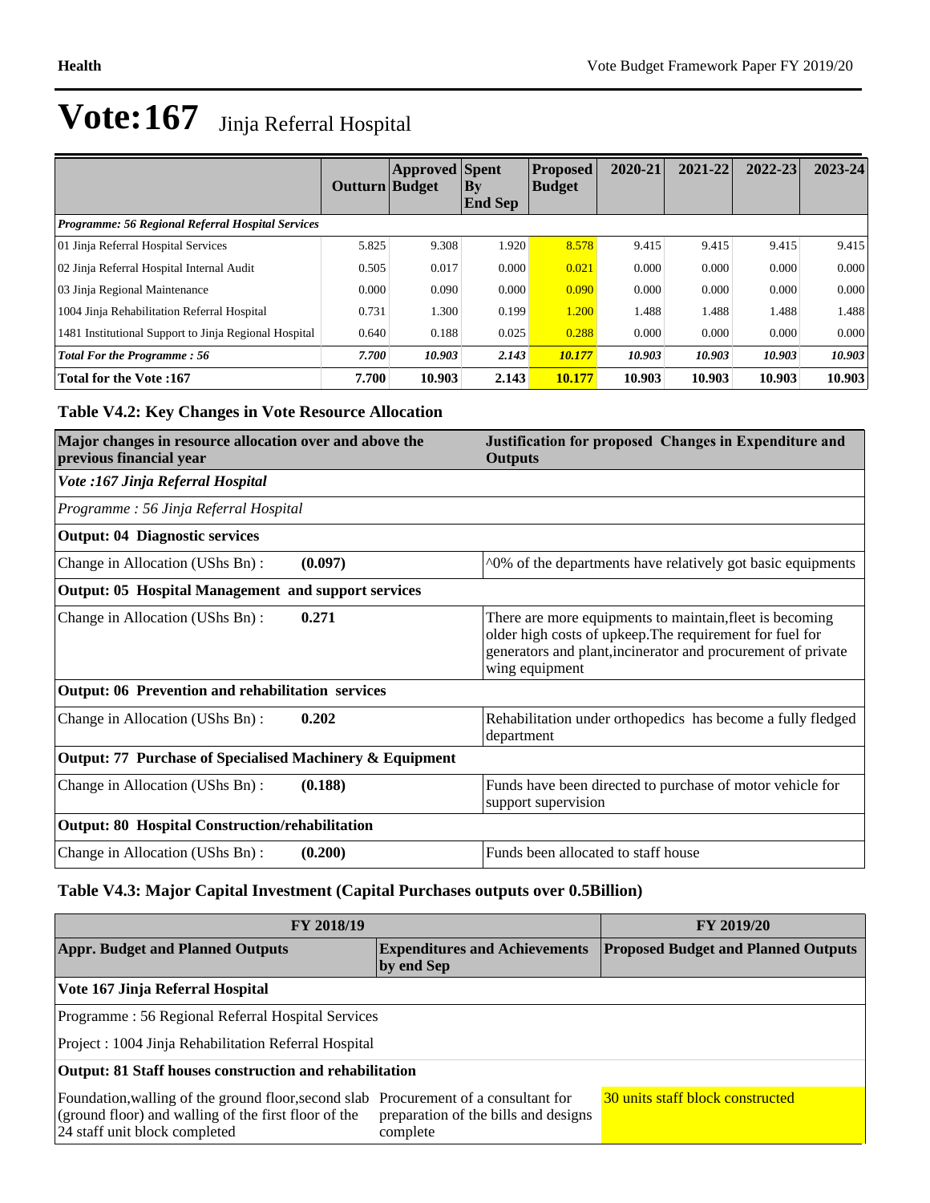# Vote:167 Jinja Referral Hospital

| | Outturn | Approved Budget | Spent By End Sep | Proposed Budget | 2020-21 | 2021-22 | 2022-23 | 2023-24 |
|---|---|---|---|---|---|---|---|---|
| *Programme: 56 Regional Referral Hospital Services* | | | | | | | | |
| 01 Jinja Referral Hospital Services | 5.825 | 9.308 | 1.920 | 8.578 | 9.415 | 9.415 | 9.415 | 9.415 |
| 02 Jinja Referral Hospital Internal Audit | 0.505 | 0.017 | 0.000 | 0.021 | 0.000 | 0.000 | 0.000 | 0.000 |
| 03 Jinja Regional Maintenance | 0.000 | 0.090 | 0.000 | 0.090 | 0.000 | 0.000 | 0.000 | 0.000 |
| 1004 Jinja Rehabilitation Referral Hospital | 0.731 | 1.300 | 0.199 | 1.200 | 1.488 | 1.488 | 1.488 | 1.488 |
| 1481 Institutional Support to Jinja Regional Hospital | 0.640 | 0.188 | 0.025 | 0.288 | 0.000 | 0.000 | 0.000 | 0.000 |
| ***Total For the Programme : 56*** | ***7.700*** | ***10.903*** | ***2.143*** | ***10.177*** | ***10.903*** | ***10.903*** | ***10.903*** | ***10.903*** |
| **Total for the Vote :167** | **7.700** | **10.903** | **2.143** | **10.177** | **10.903** | **10.903** | **10.903** | **10.903** |

### Table V4.2: Key Changes in Vote Resource Allocation

| Major changes in resource allocation over and above the previous financial year | | Justification for proposed Changes in Expenditure and Outputs |
|---|---|---|
| *Vote :167 Jinja Referral Hospital* | | |
| *Programme : 56 Jinja Referral Hospital* | | |
| **Output: 04 Diagnostic services** | | |
| Change in Allocation (UShs Bn) : | **(0.097)** | ^0% of the departments have relatively got basic equipments |
| **Output: 05 Hospital Management and support services** | | |
| Change in Allocation (UShs Bn) : | **0.271** | There are more equipments to maintain,fleet is becoming older high costs of upkeep.The requirement for fuel for generators and plant,incinerator and procurement of private wing equipment |
| **Output: 06 Prevention and rehabilitation services** | | |
| Change in Allocation (UShs Bn) : | **0.202** | Rehabilitation under orthopedics has become a fully fledged department |
| **Output: 77 Purchase of Specialised Machinery & Equipment** | | |
| Change in Allocation (UShs Bn) : | **(0.188)** | Funds have been directed to purchase of motor vehicle for support supervision |
| **Output: 80 Hospital Construction/rehabilitation** | | |
| Change in Allocation (UShs Bn) : | **(0.200)** | Funds been allocated to staff house |

### Table V4.3: Major Capital Investment (Capital Purchases outputs over 0.5Billion)

| FY 2018/19 | | FY 2019/20 |
|---|---|---|
| **Appr. Budget and Planned Outputs** | **Expenditures and Achievements by end Sep** | **Proposed Budget and Planned Outputs** |
| **Vote 167 Jinja Referral Hospital** | | |
| Programme : 56 Regional Referral Hospital Services | | |
| Project : 1004 Jinja Rehabilitation Referral Hospital | | |
| **Output: 81 Staff houses construction and rehabilitation** | | |
| Foundation,walling of the ground floor,second slab (ground floor) and walling of the first floor of the 24 staff unit block completed | Procurement of a consultant for preparation of the bills and designs complete | 30 units staff block constructed |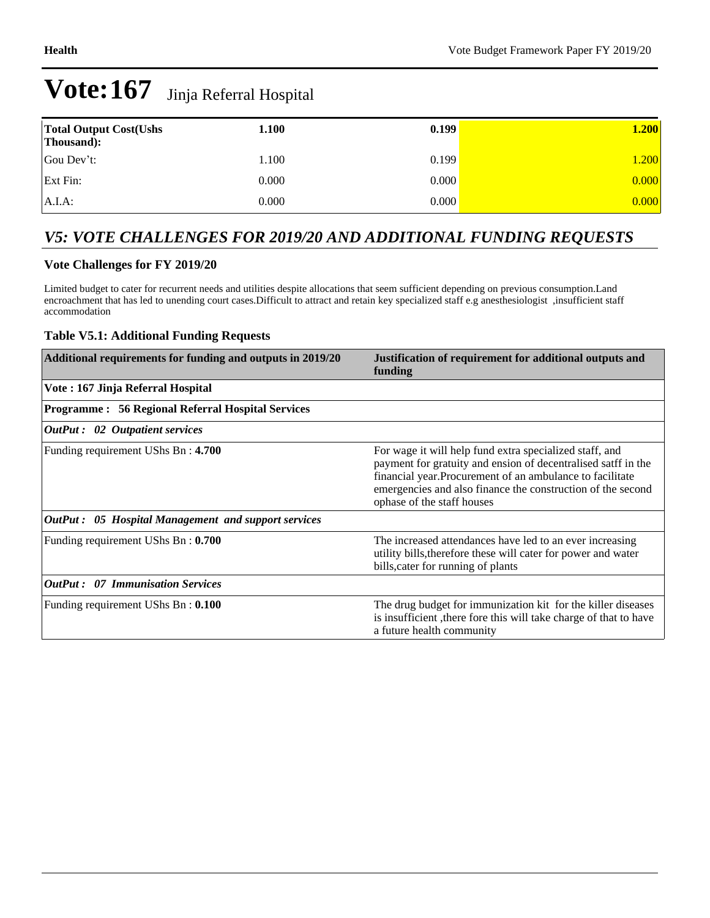# Vote:167 Jinja Referral Hospital

| | | | |
|---|---|---|---|
| **Total Output Cost(Ushs Thousand):** | **1.100** | **0.199** | **1.200** |
| Gou Dev't: | 1.100 | 0.199 | 1.200 |
| Ext Fin: | 0.000 | 0.000 | 0.000 |
| A.I.A: | 0.000 | 0.000 | 0.000 |

## *V5: VOTE CHALLENGES FOR 2019/20 AND ADDITIONAL FUNDING REQUESTS*

### Vote Challenges for FY 2019/20

Limited budget to cater for recurrent needs and utilities despite allocations that seem sufficient depending on previous consumption.Land encroachment that has led to unending court cases.Difficult to attract and retain key specialized staff e.g anesthesiologist ,insufficient staff accommodation

### Table V5.1: Additional Funding Requests

| Additional requirements for funding and outputs in 2019/20 | Justification of requirement for additional outputs and funding |
|---|---|
| **Vote : 167 Jinja Referral Hospital** | |
| **Programme : 56 Regional Referral Hospital Services** | |
| ***OutPut : 02 Outpatient services*** | |
| Funding requirement UShs Bn : **4.700** | For wage it will help fund extra specialized staff, and payment for gratuity and ension of decentralised satff in the financial year.Procurement of an ambulance to facilitate emergencies and also finance the construction of the second ophase of the staff houses |
| ***OutPut : 05 Hospital Management and support services*** | |
| Funding requirement UShs Bn : **0.700** | The increased attendances have led to an ever increasing utility bills,therefore these will cater for power and water bills,cater for running of plants |
| ***OutPut : 07 Immunisation Services*** | |
| Funding requirement UShs Bn : **0.100** | The drug budget for immunization kit for the killer diseases is insufficient ,there fore this will take charge of that to have a future health community |